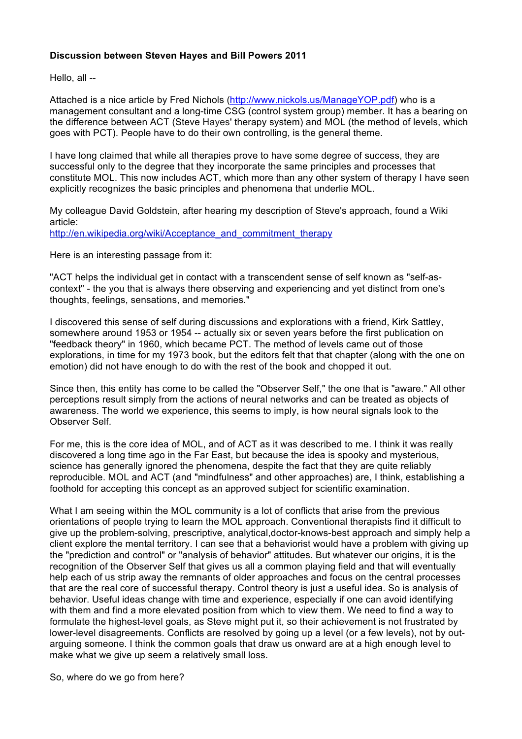**Discussion between Steven Hayes and Bill Powers 2011**

Hello, all --

Attached is a nice article by Fred Nichols (http://www.nickols.us/ManageYOP.pdf) who is a management consultant and a long-time CSG (control system group) member. It has a bearing on the difference between ACT (Steve Hayes' therapy system) and MOL (the method of levels, which goes with PCT). People have to do their own controlling, is the general theme.

I have long claimed that while all therapies prove to have some degree of success, they are successful only to the degree that they incorporate the same principles and processes that constitute MOL. This now includes ACT, which more than any other system of therapy I have seen explicitly recognizes the basic principles and phenomena that underlie MOL.

My colleague David Goldstein, after hearing my description of Steve's approach, found a Wiki article:
http://en.wikipedia.org/wiki/Acceptance_and_commitment_therapy

Here is an interesting passage from it:

"ACT helps the individual get in contact with a transcendent sense of self known as "self-as-context" - the you that is always there observing and experiencing and yet distinct from one's thoughts, feelings, sensations, and memories."

I discovered this sense of self during discussions and explorations with a friend, Kirk Sattley, somewhere around 1953 or 1954 -- actually six or seven years before the first publication on "feedback theory" in 1960, which became PCT. The method of levels came out of those explorations, in time for my 1973 book, but the editors felt that that chapter (along with the one on emotion) did not have enough to do with the rest of the book and chopped it out.

Since then, this entity has come to be called the "Observer Self," the one that is "aware." All other perceptions result simply from the actions of neural networks and can be treated as objects of awareness. The world we experience, this seems to imply, is how neural signals look to the Observer Self.

For me, this is the core idea of MOL, and of ACT as it was described to me. I think it was really discovered a long time ago in the Far East, but because the idea is spooky and mysterious, science has generally ignored the phenomena, despite the fact that they are quite reliably reproducible. MOL and ACT (and "mindfulness" and other approaches) are, I think, establishing a foothold for accepting this concept as an approved subject for scientific examination.

What I am seeing within the MOL community is a lot of conflicts that arise from the previous orientations of people trying to learn the MOL approach. Conventional therapists find it difficult to give up the problem-solving, prescriptive, analytical,doctor-knows-best approach and simply help a client explore the mental territory. I can see that a behaviorist would have a problem with giving up the "prediction and control" or "analysis of behavior" attitudes. But whatever our origins, it is the recognition of the Observer Self that gives us all a common playing field and that will eventually help each of us strip away the remnants of older approaches and focus on the central processes that are the real core of successful therapy. Control theory is just a useful idea. So is analysis of behavior. Useful ideas change with time and experience, especially if one can avoid identifying with them and find a more elevated position from which to view them. We need to find a way to formulate the highest-level goals, as Steve might put it, so their achievement is not frustrated by lower-level disagreements. Conflicts are resolved by going up a level (or a few levels), not by out-arguing someone. I think the common goals that draw us onward are at a high enough level to make what we give up seem a relatively small loss.

So, where do we go from here?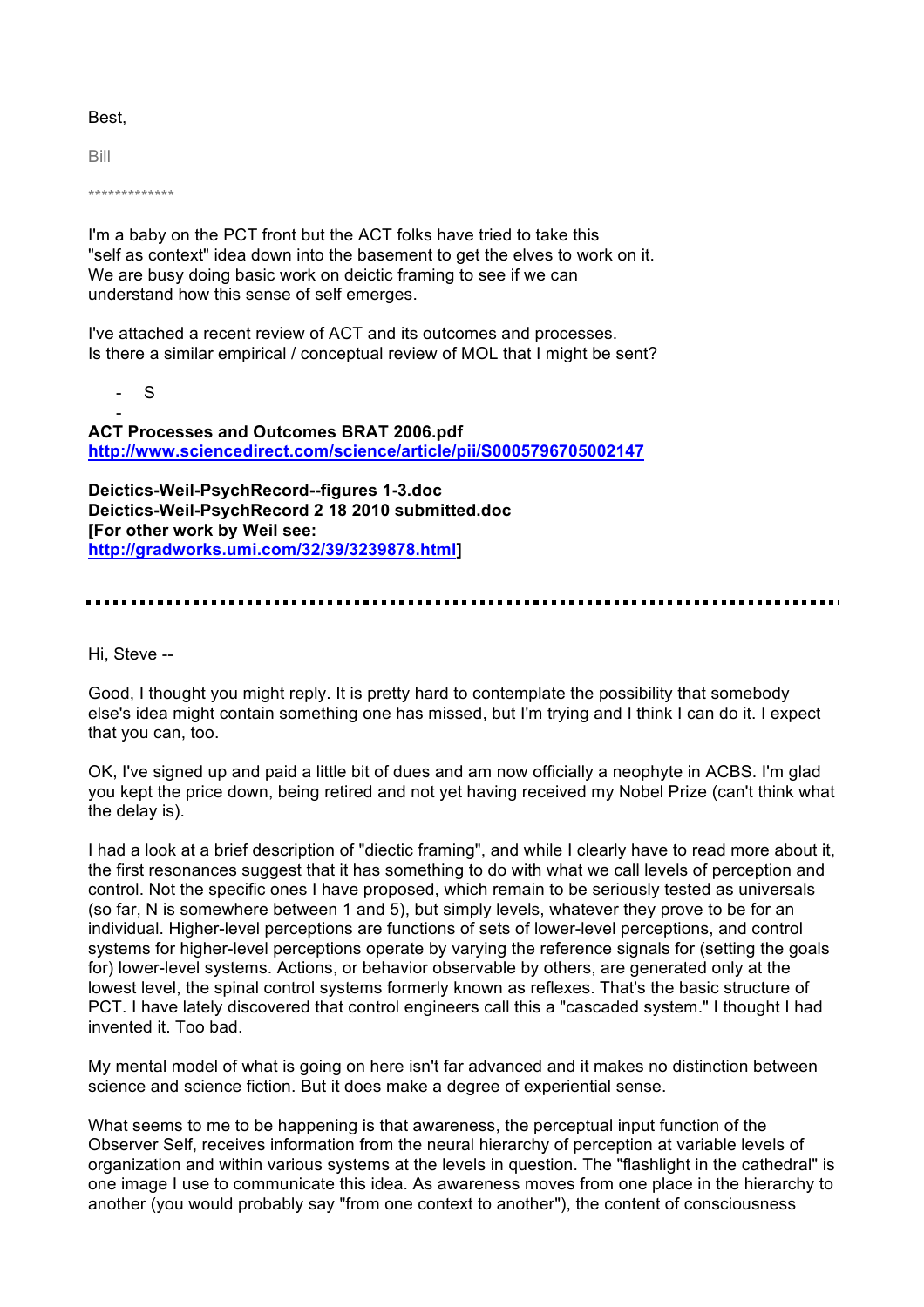Best,

Bill

*************

I'm a baby on the PCT front but the ACT folks have tried to take this "self as context" idea down into the basement to get the elves to work on it. We are busy doing basic work on deictic framing to see if we can understand how this sense of self emerges.

I've attached a recent review of ACT and its outcomes and processes. Is there a similar empirical / conceptual review of MOL that I might be sent?

- S
-

**ACT Processes and Outcomes BRAT 2006.pdf**
**http://www.sciencedirect.com/science/article/pii/S0005796705002147**

**Deictics-Weil-PsychRecord--figures 1-3.doc**
**Deictics-Weil-PsychRecord 2 18 2010 submitted.doc**
**[For other work by Weil see: http://gradworks.umi.com/32/39/3239878.html]**

---

Hi, Steve --

Good, I thought you might reply. It is pretty hard to contemplate the possibility that somebody else's idea might contain something one has missed, but I'm trying and I think I can do it. I expect that you can, too.

OK, I've signed up and paid a little bit of dues and am now officially a neophyte in ACBS. I'm glad you kept the price down, being retired and not yet having received my Nobel Prize (can't think what the delay is).

I had a look at a brief description of "diectic framing", and while I clearly have to read more about it, the first resonances suggest that it has something to do with what we call levels of perception and control. Not the specific ones I have proposed, which remain to be seriously tested as universals (so far, N is somewhere between 1 and 5), but simply levels, whatever they prove to be for an individual. Higher-level perceptions are functions of sets of lower-level perceptions, and control systems for higher-level perceptions operate by varying the reference signals for (setting the goals for) lower-level systems. Actions, or behavior observable by others, are generated only at the lowest level, the spinal control systems formerly known as reflexes. That's the basic structure of PCT. I have lately discovered that control engineers call this a "cascaded system." I thought I had invented it. Too bad.

My mental model of what is going on here isn't far advanced and it makes no distinction between science and science fiction. But it does make a degree of experiential sense.

What seems to me to be happening is that awareness, the perceptual input function of the Observer Self, receives information from the neural hierarchy of perception at variable levels of organization and within various systems at the levels in question. The "flashlight in the cathedral" is one image I use to communicate this idea. As awareness moves from one place in the hierarchy to another (you would probably say "from one context to another"), the content of consciousness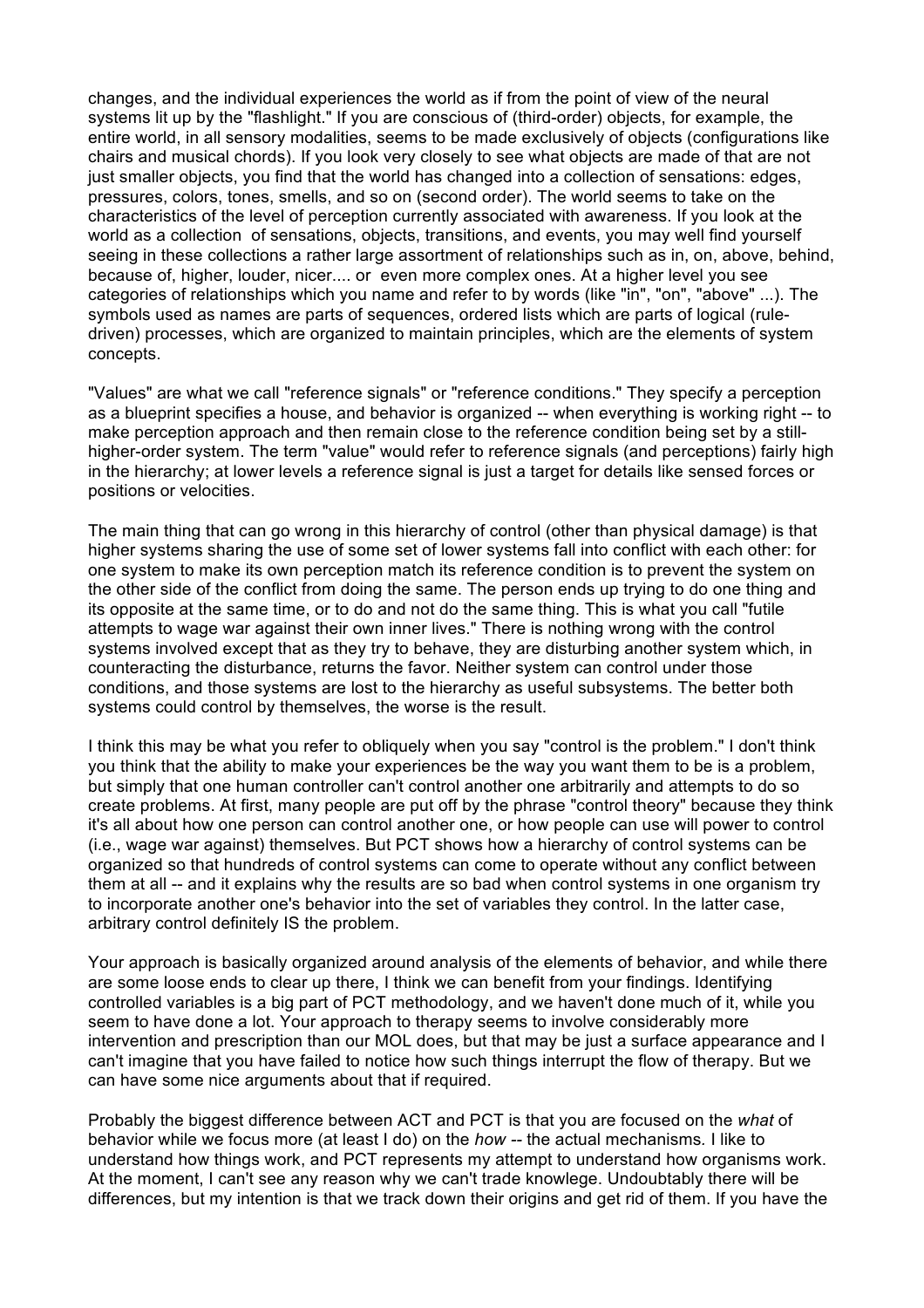changes, and the individual experiences the world as if from the point of view of the neural systems lit up by the "flashlight." If you are conscious of (third-order) objects, for example, the entire world, in all sensory modalities, seems to be made exclusively of objects (configurations like chairs and musical chords). If you look very closely to see what objects are made of that are not just smaller objects, you find that the world has changed into a collection of sensations: edges, pressures, colors, tones, smells, and so on (second order). The world seems to take on the characteristics of the level of perception currently associated with awareness. If you look at the world as a collection of sensations, objects, transitions, and events, you may well find yourself seeing in these collections a rather large assortment of relationships such as in, on, above, behind, because of, higher, louder, nicer.... or even more complex ones. At a higher level you see categories of relationships which you name and refer to by words (like "in", "on", "above" ...). The symbols used as names are parts of sequences, ordered lists which are parts of logical (rule-driven) processes, which are organized to maintain principles, which are the elements of system concepts.

"Values" are what we call "reference signals" or "reference conditions." They specify a perception as a blueprint specifies a house, and behavior is organized -- when everything is working right -- to make perception approach and then remain close to the reference condition being set by a still-higher-order system. The term "value" would refer to reference signals (and perceptions) fairly high in the hierarchy; at lower levels a reference signal is just a target for details like sensed forces or positions or velocities.

The main thing that can go wrong in this hierarchy of control (other than physical damage) is that higher systems sharing the use of some set of lower systems fall into conflict with each other: for one system to make its own perception match its reference condition is to prevent the system on the other side of the conflict from doing the same. The person ends up trying to do one thing and its opposite at the same time, or to do and not do the same thing. This is what you call "futile attempts to wage war against their own inner lives." There is nothing wrong with the control systems involved except that as they try to behave, they are disturbing another system which, in counteracting the disturbance, returns the favor. Neither system can control under those conditions, and those systems are lost to the hierarchy as useful subsystems. The better both systems could control by themselves, the worse is the result.

I think this may be what you refer to obliquely when you say "control is the problem." I don't think you think that the ability to make your experiences be the way you want them to be is a problem, but simply that one human controller can't control another one arbitrarily and attempts to do so create problems. At first, many people are put off by the phrase "control theory" because they think it's all about how one person can control another one, or how people can use will power to control (i.e., wage war against) themselves. But PCT shows how a hierarchy of control systems can be organized so that hundreds of control systems can come to operate without any conflict between them at all -- and it explains why the results are so bad when control systems in one organism try to incorporate another one's behavior into the set of variables they control. In the latter case, arbitrary control definitely IS the problem.

Your approach is basically organized around analysis of the elements of behavior, and while there are some loose ends to clear up there, I think we can benefit from your findings. Identifying controlled variables is a big part of PCT methodology, and we haven't done much of it, while you seem to have done a lot. Your approach to therapy seems to involve considerably more intervention and prescription than our MOL does, but that may be just a surface appearance and I can't imagine that you have failed to notice how such things interrupt the flow of therapy. But we can have some nice arguments about that if required.

Probably the biggest difference between ACT and PCT is that you are focused on the *what* of behavior while we focus more (at least I do) on the *how* -- the actual mechanisms. I like to understand how things work, and PCT represents my attempt to understand how organisms work. At the moment, I can't see any reason why we can't trade knowlege. Undoubtably there will be differences, but my intention is that we track down their origins and get rid of them. If you have the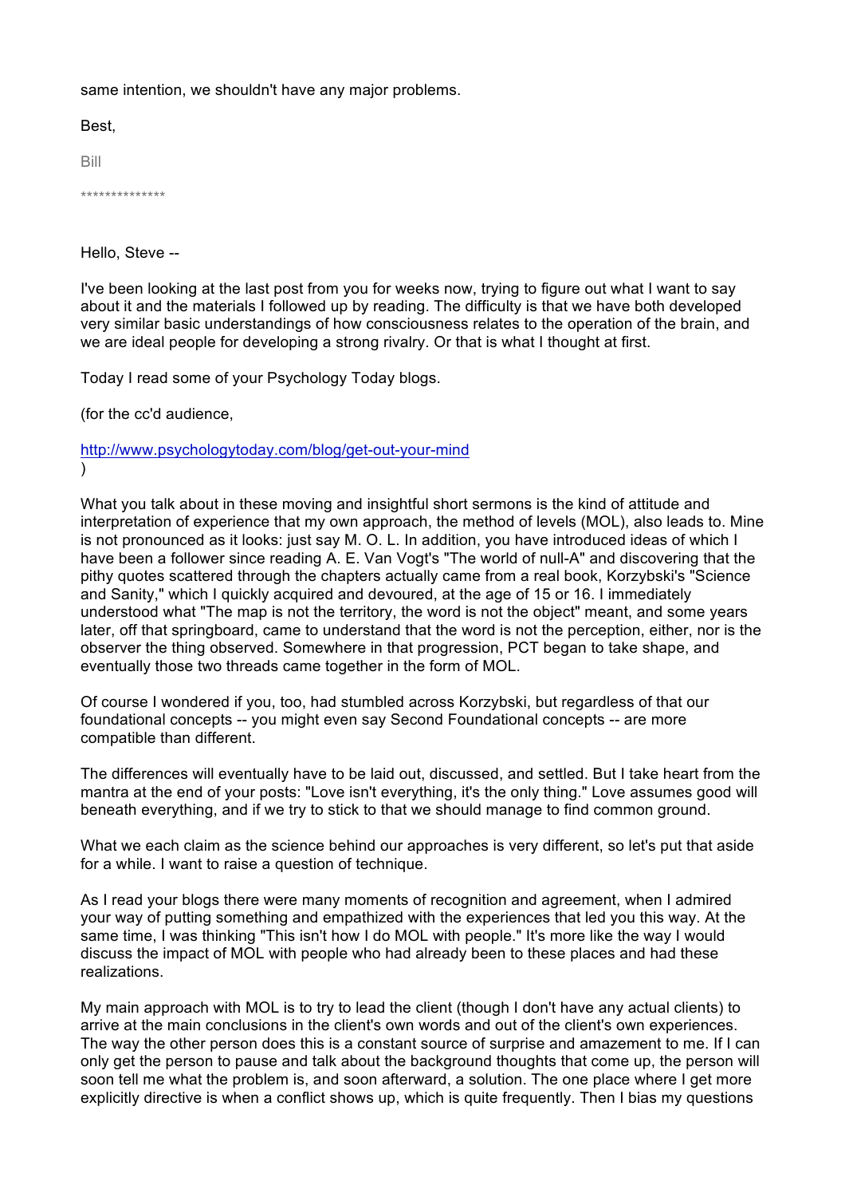same intention, we shouldn't have any major problems.

Best,

Bill

**************

Hello, Steve --

I've been looking at the last post from you for weeks now, trying to figure out what I want to say about it and the materials I followed up by reading. The difficulty is that we have both developed very similar basic understandings of how consciousness relates to the operation of the brain, and we are ideal people for developing a strong rivalry. Or that is what I thought at first.

Today I read some of your Psychology Today blogs.

(for the cc'd audience,

http://www.psychologytoday.com/blog/get-out-your-mind
)

What you talk about in these moving and insightful short sermons is the kind of attitude and interpretation of experience that my own approach, the method of levels (MOL), also leads to. Mine is not pronounced as it looks: just say M. O. L. In addition, you have introduced ideas of which I have been a follower since reading A. E. Van Vogt's "The world of null-A" and discovering that the pithy quotes scattered through the chapters actually came from a real book, Korzybski's "Science and Sanity," which I quickly acquired and devoured, at the age of 15 or 16. I immediately understood what "The map is not the territory, the word is not the object" meant, and some years later, off that springboard, came to understand that the word is not the perception, either, nor is the observer the thing observed. Somewhere in that progression, PCT began to take shape, and eventually those two threads came together in the form of MOL.

Of course I wondered if you, too, had stumbled across Korzybski, but regardless of that our foundational concepts -- you might even say Second Foundational concepts -- are more compatible than different.

The differences will eventually have to be laid out, discussed, and settled. But I take heart from the mantra at the end of your posts: "Love isn't everything, it's the only thing." Love assumes good will beneath everything, and if we try to stick to that we should manage to find common ground.

What we each claim as the science behind our approaches is very different, so let's put that aside for a while. I want to raise a question of technique.

As I read your blogs there were many moments of recognition and agreement, when I admired your way of putting something and empathized with the experiences that led you this way. At the same time, I was thinking "This isn't how I do MOL with people." It's more like the way I would discuss the impact of MOL with people who had already been to these places and had these realizations.

My main approach with MOL is to try to lead the client (though I don't have any actual clients) to arrive at the main conclusions in the client's own words and out of the client's own experiences. The way the other person does this is a constant source of surprise and amazement to me. If I can only get the person to pause and talk about the background thoughts that come up, the person will soon tell me what the problem is, and soon afterward, a solution. The one place where I get more explicitly directive is when a conflict shows up, which is quite frequently. Then I bias my questions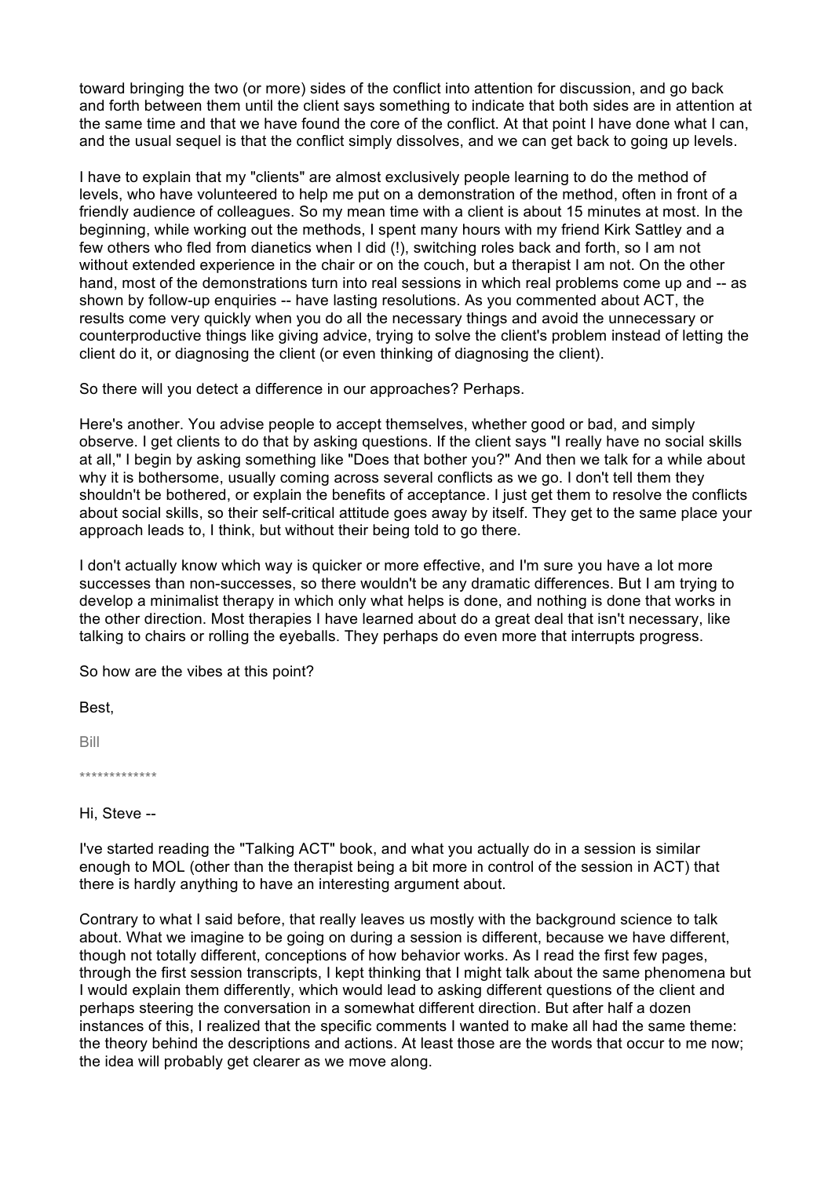toward bringing the two (or more) sides of the conflict into attention for discussion, and go back and forth between them until the client says something to indicate that both sides are in attention at the same time and that we have found the core of the conflict. At that point I have done what I can, and the usual sequel is that the conflict simply dissolves, and we can get back to going up levels.

I have to explain that my "clients" are almost exclusively people learning to do the method of levels, who have volunteered to help me put on a demonstration of the method, often in front of a friendly audience of colleagues. So my mean time with a client is about 15 minutes at most. In the beginning, while working out the methods, I spent many hours with my friend Kirk Sattley and a few others who fled from dianetics when I did (!), switching roles back and forth, so I am not without extended experience in the chair or on the couch, but a therapist I am not. On the other hand, most of the demonstrations turn into real sessions in which real problems come up and -- as shown by follow-up enquiries -- have lasting resolutions. As you commented about ACT, the results come very quickly when you do all the necessary things and avoid the unnecessary or counterproductive things like giving advice, trying to solve the client's problem instead of letting the client do it, or diagnosing the client (or even thinking of diagnosing the client).

So there will you detect a difference in our approaches? Perhaps.

Here's another. You advise people to accept themselves, whether good or bad, and simply observe. I get clients to do that by asking questions. If the client says "I really have no social skills at all," I begin by asking something like "Does that bother you?" And then we talk for a while about why it is bothersome, usually coming across several conflicts as we go. I don't tell them they shouldn't be bothered, or explain the benefits of acceptance. I just get them to resolve the conflicts about social skills, so their self-critical attitude goes away by itself. They get to the same place your approach leads to, I think, but without their being told to go there.

I don't actually know which way is quicker or more effective, and I'm sure you have a lot more successes than non-successes, so there wouldn't be any dramatic differences. But I am trying to develop a minimalist therapy in which only what helps is done, and nothing is done that works in the other direction. Most therapies I have learned about do a great deal that isn't necessary, like talking to chairs or rolling the eyeballs. They perhaps do even more that interrupts progress.

So how are the vibes at this point?

Best,

Bill

*************

Hi, Steve --

I've started reading the "Talking ACT" book, and what you actually do in a session is similar enough to MOL (other than the therapist being a bit more in control of the session in ACT) that there is hardly anything to have an interesting argument about.

Contrary to what I said before, that really leaves us mostly with the background science to talk about. What we imagine to be going on during a session is different, because we have different, though not totally different, conceptions of how behavior works. As I read the first few pages, through the first session transcripts, I kept thinking that I might talk about the same phenomena but I would explain them differently, which would lead to asking different questions of the client and perhaps steering the conversation in a somewhat different direction. But after half a dozen instances of this, I realized that the specific comments I wanted to make all had the same theme: the theory behind the descriptions and actions. At least those are the words that occur to me now; the idea will probably get clearer as we move along.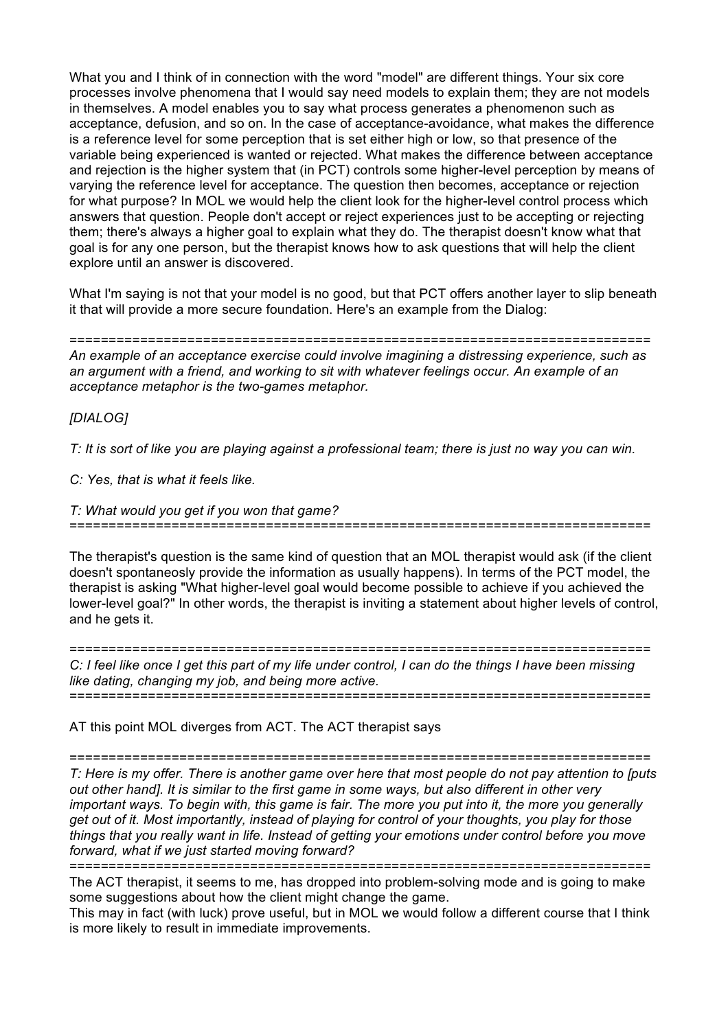What you and I think of in connection with the word "model" are different things. Your six core processes involve phenomena that I would say need models to explain them; they are not models in themselves. A model enables you to say what process generates a phenomenon such as acceptance, defusion, and so on. In the case of acceptance-avoidance, what makes the difference is a reference level for some perception that is set either high or low, so that presence of the variable being experienced is wanted or rejected. What makes the difference between acceptance and rejection is the higher system that (in PCT) controls some higher-level perception by means of varying the reference level for acceptance. The question then becomes, acceptance or rejection for what purpose? In MOL we would help the client look for the higher-level control process which answers that question. People don't accept or reject experiences just to be accepting or rejecting them; there's always a higher goal to explain what they do. The therapist doesn't know what that goal is for any one person, but the therapist knows how to ask questions that will help the client explore until an answer is discovered.

What I'm saying is not that your model is no good, but that PCT offers another layer to slip beneath it that will provide a more secure foundation. Here's an example from the Dialog:

============================================================================

*An example of an acceptance exercise could involve imagining a distressing experience, such as an argument with a friend, and working to sit with whatever feelings occur. An example of an acceptance metaphor is the two-games metaphor.*

*[DIALOG]*

*T: It is sort of like you are playing against a professional team; there is just no way you can win.*

*C: Yes, that is what it feels like.*

*T: What would you get if you won that game?*

============================================================================

The therapist's question is the same kind of question that an MOL therapist would ask (if the client doesn't spontaneosly provide the information as usually happens). In terms of the PCT model, the therapist is asking "What higher-level goal would become possible to achieve if you achieved the lower-level goal?" In other words, the therapist is inviting a statement about higher levels of control, and he gets it.

============================================================================

*C: I feel like once I get this part of my life under control, I can do the things I have been missing like dating, changing my job, and being more active.*

============================================================================

AT this point MOL diverges from ACT. The ACT therapist says

============================================================================

*T: Here is my offer. There is another game over here that most people do not pay attention to [puts out other hand]. It is similar to the first game in some ways, but also different in other very important ways. To begin with, this game is fair. The more you put into it, the more you generally get out of it. Most importantly, instead of playing for control of your thoughts, you play for those things that you really want in life. Instead of getting your emotions under control before you move forward, what if we just started moving forward?*

============================================================================

The ACT therapist, it seems to me, has dropped into problem-solving mode and is going to make some suggestions about how the client might change the game.

This may in fact (with luck) prove useful, but in MOL we would follow a different course that I think is more likely to result in immediate improvements.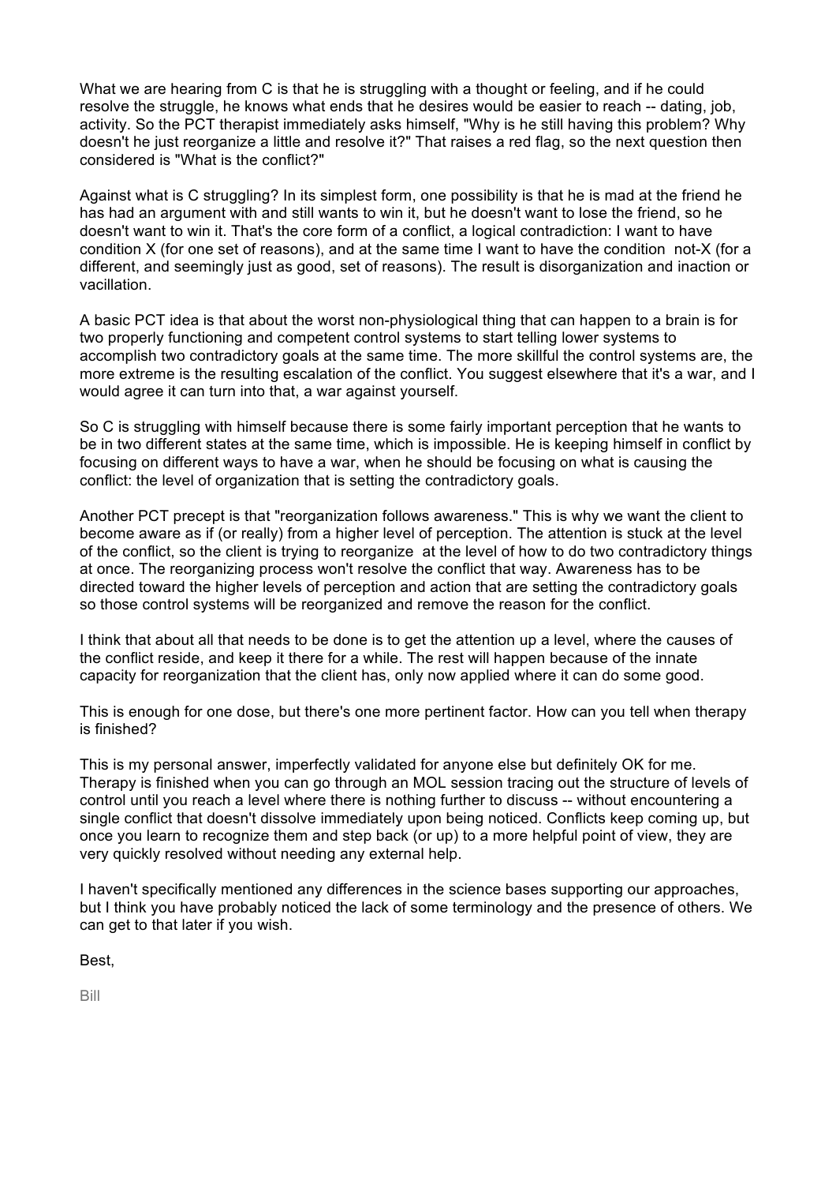What we are hearing from C is that he is struggling with a thought or feeling, and if he could resolve the struggle, he knows what ends that he desires would be easier to reach -- dating, job, activity. So the PCT therapist immediately asks himself, "Why is he still having this problem? Why doesn't he just reorganize a little and resolve it?" That raises a red flag, so the next question then considered is "What is the conflict?"

Against what is C struggling? In its simplest form, one possibility is that he is mad at the friend he has had an argument with and still wants to win it, but he doesn't want to lose the friend, so he doesn't want to win it. That's the core form of a conflict, a logical contradiction: I want to have condition X (for one set of reasons), and at the same time I want to have the condition not-X (for a different, and seemingly just as good, set of reasons). The result is disorganization and inaction or vacillation.

A basic PCT idea is that about the worst non-physiological thing that can happen to a brain is for two properly functioning and competent control systems to start telling lower systems to accomplish two contradictory goals at the same time. The more skillful the control systems are, the more extreme is the resulting escalation of the conflict. You suggest elsewhere that it's a war, and I would agree it can turn into that, a war against yourself.

So C is struggling with himself because there is some fairly important perception that he wants to be in two different states at the same time, which is impossible. He is keeping himself in conflict by focusing on different ways to have a war, when he should be focusing on what is causing the conflict: the level of organization that is setting the contradictory goals.

Another PCT precept is that "reorganization follows awareness." This is why we want the client to become aware as if (or really) from a higher level of perception. The attention is stuck at the level of the conflict, so the client is trying to reorganize at the level of how to do two contradictory things at once. The reorganizing process won't resolve the conflict that way. Awareness has to be directed toward the higher levels of perception and action that are setting the contradictory goals so those control systems will be reorganized and remove the reason for the conflict.

I think that about all that needs to be done is to get the attention up a level, where the causes of the conflict reside, and keep it there for a while. The rest will happen because of the innate capacity for reorganization that the client has, only now applied where it can do some good.

This is enough for one dose, but there's one more pertinent factor. How can you tell when therapy is finished?

This is my personal answer, imperfectly validated for anyone else but definitely OK for me. Therapy is finished when you can go through an MOL session tracing out the structure of levels of control until you reach a level where there is nothing further to discuss -- without encountering a single conflict that doesn't dissolve immediately upon being noticed. Conflicts keep coming up, but once you learn to recognize them and step back (or up) to a more helpful point of view, they are very quickly resolved without needing any external help.

I haven't specifically mentioned any differences in the science bases supporting our approaches, but I think you have probably noticed the lack of some terminology and the presence of others. We can get to that later if you wish.

Best,

Bill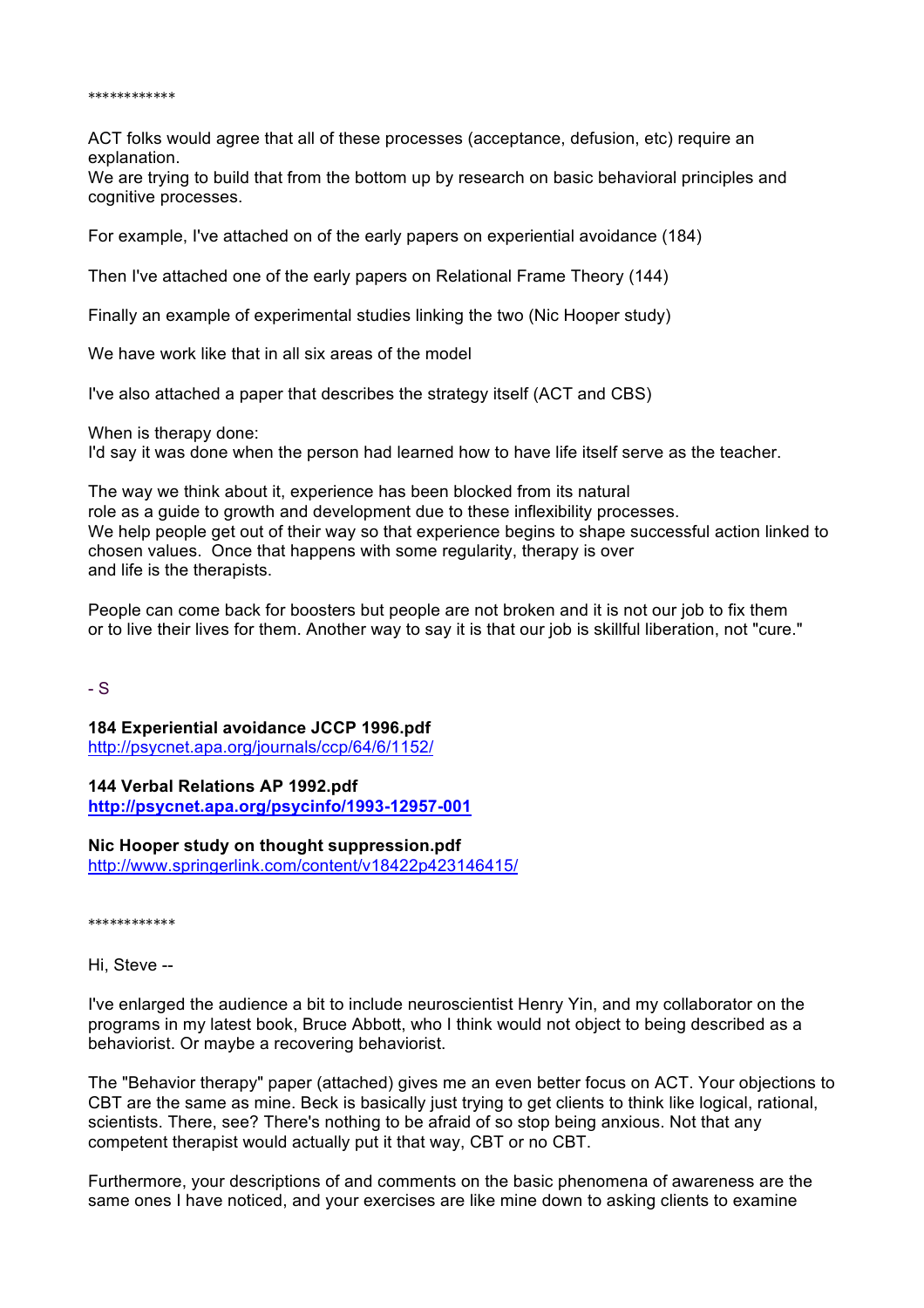************

ACT folks would agree that all of these processes (acceptance, defusion, etc) require an explanation.
We are trying to build that from the bottom up by research on basic behavioral principles and cognitive processes.

For example, I've attached on of the early papers on experiential avoidance (184)

Then I've attached one of the early papers on Relational Frame Theory (144)

Finally an example of experimental studies linking the two (Nic Hooper study)

We have work like that in all six areas of the model

I've also attached a paper that describes the strategy itself (ACT and CBS)

When is therapy done:
I'd say it was done when the person had learned how to have life itself serve as the teacher.

The way we think about it, experience has been blocked from its natural role as a guide to growth and development due to these inflexibility processes.
We help people get out of their way so that experience begins to shape successful action linked to chosen values. Once that happens with some regularity, therapy is over and life is the therapists.

People can come back for boosters but people are not broken and it is not our job to fix them or to live their lives for them. Another way to say it is that our job is skillful liberation, not "cure."

- S

**184 Experiential avoidance JCCP 1996.pdf**
http://psycnet.apa.org/journals/ccp/64/6/1152/

**144 Verbal Relations AP 1992.pdf**
**http://psycnet.apa.org/psycinfo/1993-12957-001**

**Nic Hooper study on thought suppression.pdf**
http://www.springerlink.com/content/v18422p423146415/

************

Hi, Steve --

I've enlarged the audience a bit to include neuroscientist Henry Yin, and my collaborator on the programs in my latest book, Bruce Abbott, who I think would not object to being described as a behaviorist. Or maybe a recovering behaviorist.

The "Behavior therapy" paper (attached) gives me an even better focus on ACT. Your objections to CBT are the same as mine. Beck is basically just trying to get clients to think like logical, rational, scientists. There, see? There's nothing to be afraid of so stop being anxious. Not that any competent therapist would actually put it that way, CBT or no CBT.

Furthermore, your descriptions of and comments on the basic phenomena of awareness are the same ones I have noticed, and your exercises are like mine down to asking clients to examine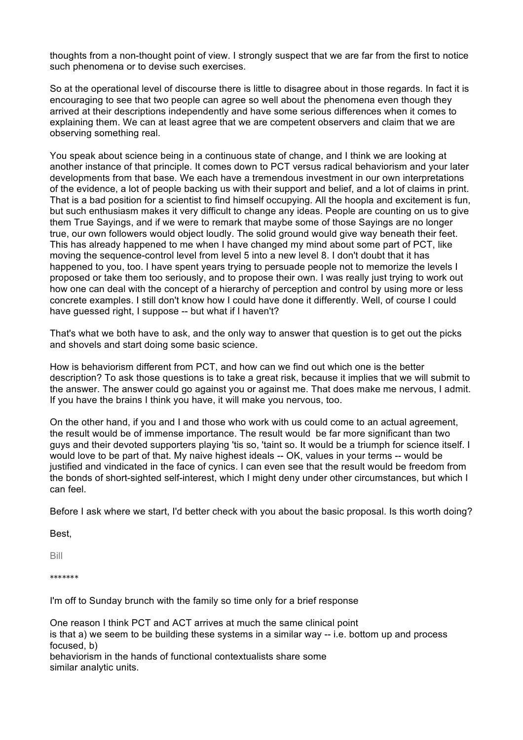thoughts from a non-thought point of view. I strongly suspect that we are far from the first to notice such phenomena or to devise such exercises.

So at the operational level of discourse there is little to disagree about in those regards. In fact it is encouraging to see that two people can agree so well about the phenomena even though they arrived at their descriptions independently and have some serious differences when it comes to explaining them. We can at least agree that we are competent observers and claim that we are observing something real.

You speak about science being in a continuous state of change, and I think we are looking at another instance of that principle. It comes down to PCT versus radical behaviorism and your later developments from that base. We each have a tremendous investment in our own interpretations of the evidence, a lot of people backing us with their support and belief, and a lot of claims in print. That is a bad position for a scientist to find himself occupying. All the hoopla and excitement is fun, but such enthusiasm makes it very difficult to change any ideas. People are counting on us to give them True Sayings, and if we were to remark that maybe some of those Sayings are no longer true, our own followers would object loudly. The solid ground would give way beneath their feet. This has already happened to me when I have changed my mind about some part of PCT, like moving the sequence-control level from level 5 into a new level 8. I don't doubt that it has happened to you, too. I have spent years trying to persuade people not to memorize the levels I proposed or take them too seriously, and to propose their own. I was really just trying to work out how one can deal with the concept of a hierarchy of perception and control by using more or less concrete examples. I still don't know how I could have done it differently. Well, of course I could have guessed right, I suppose -- but what if I haven't?

That's what we both have to ask, and the only way to answer that question is to get out the picks and shovels and start doing some basic science.

How is behaviorism different from PCT, and how can we find out which one is the better description? To ask those questions is to take a great risk, because it implies that we will submit to the answer. The answer could go against you or against me. That does make me nervous, I admit. If you have the brains I think you have, it will make you nervous, too.

On the other hand, if you and I and those who work with us could come to an actual agreement, the result would be of immense importance. The result would be far more significant than two guys and their devoted supporters playing 'tis so, 'taint so. It would be a triumph for science itself. I would love to be part of that. My naive highest ideals -- OK, values in your terms -- would be justified and vindicated in the face of cynics. I can even see that the result would be freedom from the bonds of short-sighted self-interest, which I might deny under other circumstances, but which I can feel.

Before I ask where we start, I'd better check with you about the basic proposal. Is this worth doing?

Best,

Bill

*******

I'm off to Sunday brunch with the family so time only for a brief response

One reason I think PCT and ACT arrives at much the same clinical point
is that a) we seem to be building these systems in a similar way -- i.e. bottom up and process focused, b)
behaviorism in the hands of functional contextualists share some
similar analytic units.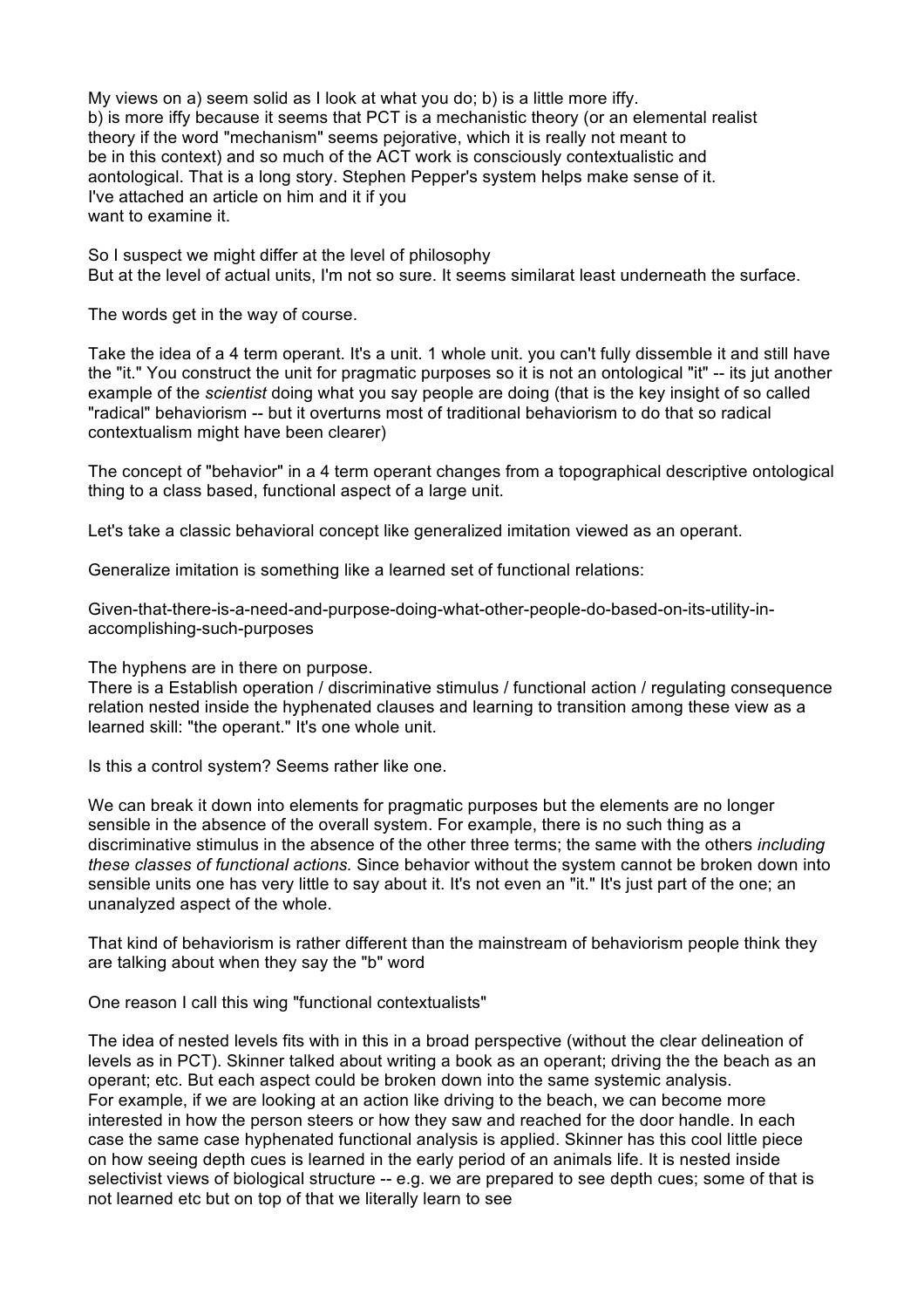My views on a) seem solid as I look at what you do; b) is a little more iffy.
b) is more iffy because it seems that PCT is a mechanistic theory (or an elemental realist theory if the word "mechanism" seems pejorative, which it is really not meant to be in this context) and so much of the ACT work is consciously contextualistic and aontological. That is a long story. Stephen Pepper's system helps make sense of it. I've attached an article on him and it if you want to examine it.

So I suspect we might differ at the level of philosophy
But at the level of actual units, I'm not so sure. It seems similarat least underneath the surface.

The words get in the way of course.

Take the idea of a 4 term operant. It's a unit. 1 whole unit. you can't fully dissemble it and still have the "it." You construct the unit for pragmatic purposes so it is not an ontological "it" -- its jut another example of the *scientist* doing what you say people are doing (that is the key insight of so called "radical" behaviorism -- but it overturns most of traditional behaviorism to do that so radical contextualism might have been clearer)

The concept of "behavior" in a 4 term operant changes from a topographical descriptive ontological thing to a class based, functional aspect of a large unit.

Let's take a classic behavioral concept like generalized imitation viewed as an operant.

Generalize imitation is something like a learned set of functional relations:

Given-that-there-is-a-need-and-purpose-doing-what-other-people-do-based-on-its-utility-in-accomplishing-such-purposes

The hyphens are in there on purpose.
There is a Establish operation / discriminative stimulus / functional action / regulating consequence relation nested inside the hyphenated clauses and learning to transition among these view as a learned skill: "the operant." It's one whole unit.

Is this a control system? Seems rather like one.

We can break it down into elements for pragmatic purposes but the elements are no longer sensible in the absence of the overall system. For example, there is no such thing as a discriminative stimulus in the absence of the other three terms; the same with the others *including these classes of functional actions.* Since behavior without the system cannot be broken down into sensible units one has very little to say about it. It's not even an "it." It's just part of the one; an unanalyzed aspect of the whole.

That kind of behaviorism is rather different than the mainstream of behaviorism people think they are talking about when they say the "b" word

One reason I call this wing "functional contextualists"

The idea of nested levels fits with in this in a broad perspective (without the clear delineation of levels as in PCT). Skinner talked about writing a book as an operant; driving the the beach as an operant; etc. But each aspect could be broken down into the same systemic analysis.
For example, if we are looking at an action like driving to the beach, we can become more interested in how the person steers or how they saw and reached for the door handle. In each case the same case hyphenated functional analysis is applied. Skinner has this cool little piece on how seeing depth cues is learned in the early period of an animals life. It is nested inside selectivist views of biological structure -- e.g. we are prepared to see depth cues; some of that is not learned etc but on top of that we literally learn to see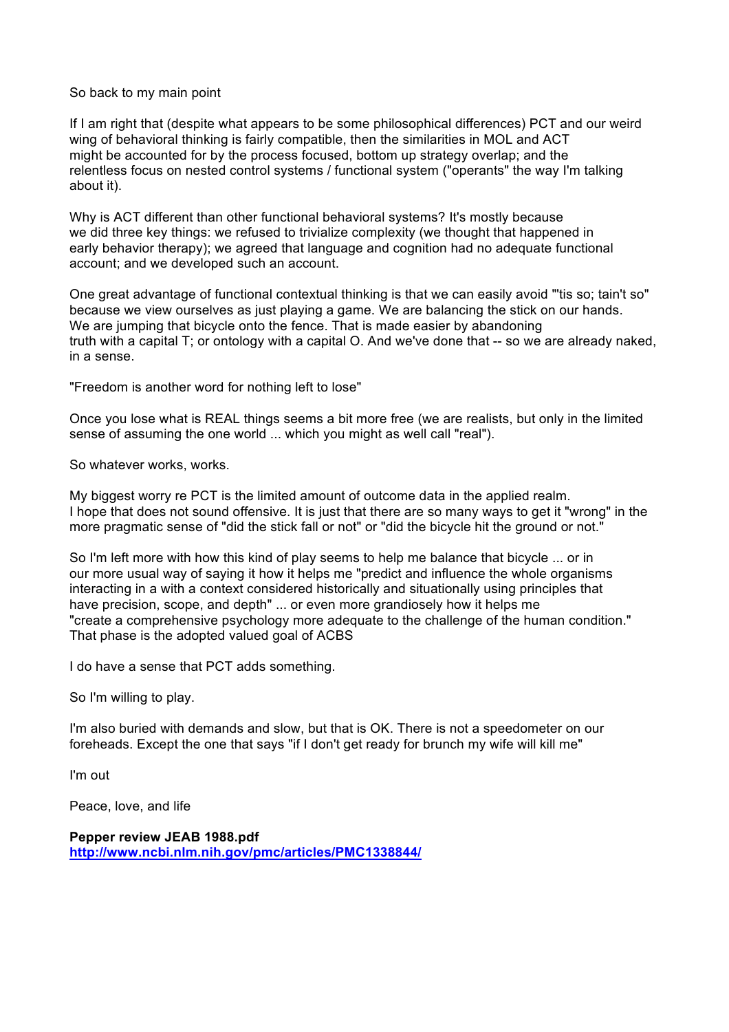So back to my main point

If I am right that (despite what appears to be some philosophical differences) PCT and our weird wing of behavioral thinking is fairly compatible, then the similarities in MOL and ACT might be accounted for by the process focused, bottom up strategy overlap; and the relentless focus on nested control systems / functional system ("operants" the way I'm talking about it).

Why is ACT different than other functional behavioral systems? It's mostly because we did three key things: we refused to trivialize complexity (we thought that happened in early behavior therapy); we agreed that language and cognition had no adequate functional account; and we developed such an account.

One great advantage of functional contextual thinking is that we can easily avoid "'tis so; tain't so" because we view ourselves as just playing a game. We are balancing the stick on our hands. We are jumping that bicycle onto the fence. That is made easier by abandoning truth with a capital T; or ontology with a capital O. And we've done that -- so we are already naked, in a sense.

"Freedom is another word for nothing left to lose"

Once you lose what is REAL things seems a bit more free (we are realists, but only in the limited sense of assuming the one world ... which you might as well call "real").

So whatever works, works.

My biggest worry re PCT is the limited amount of outcome data in the applied realm. I hope that does not sound offensive. It is just that there are so many ways to get it "wrong" in the more pragmatic sense of "did the stick fall or not" or "did the bicycle hit the ground or not."

So I'm left more with how this kind of play seems to help me balance that bicycle ... or in our more usual way of saying it how it helps me "predict and influence the whole organisms interacting in a with a context considered historically and situationally using principles that have precision, scope, and depth" ... or even more grandiosely how it helps me "create a comprehensive psychology more adequate to the challenge of the human condition." That phase is the adopted valued goal of ACBS

I do have a sense that PCT adds something.

So I'm willing to play.

I'm also buried with demands and slow, but that is OK. There is not a speedometer on our foreheads. Except the one that says "if I don't get ready for brunch my wife will kill me"

I'm out

Peace, love, and life

**Pepper review JEAB 1988.pdf**
**http://www.ncbi.nlm.nih.gov/pmc/articles/PMC1338844/**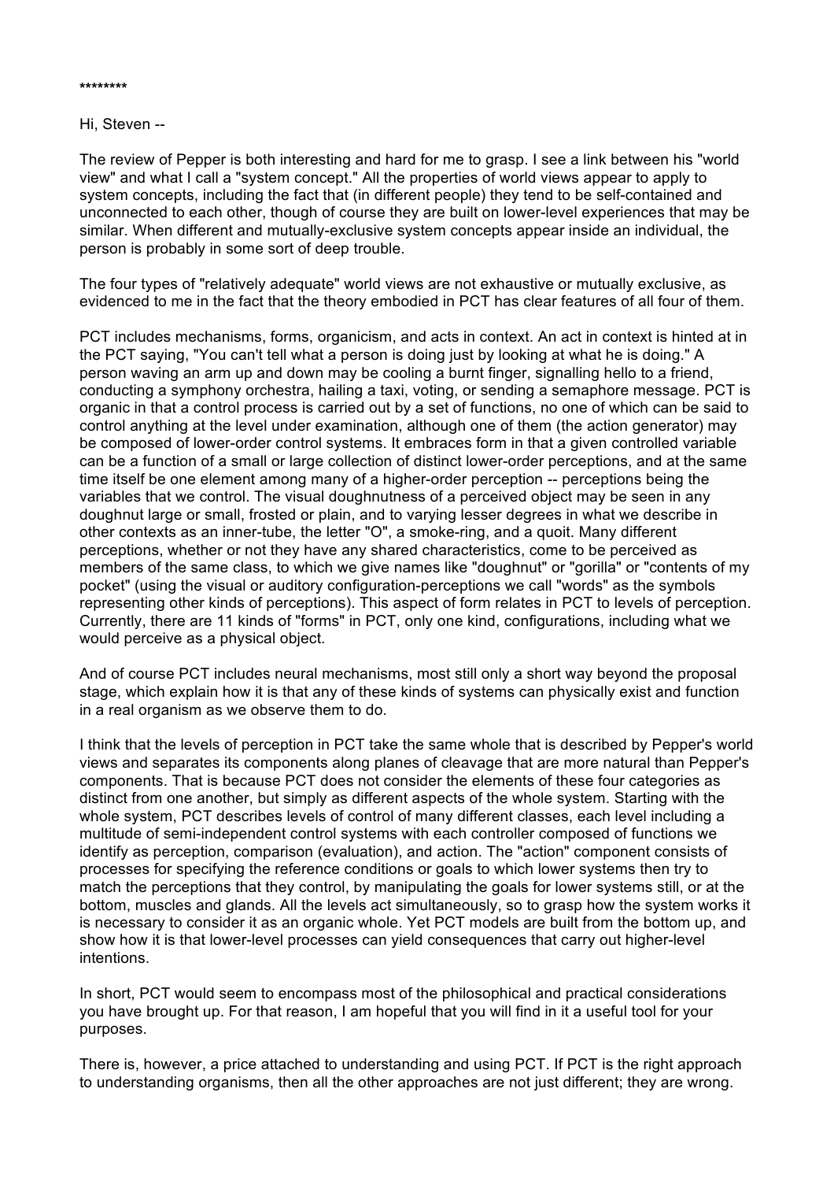********

Hi, Steven --

The review of Pepper is both interesting and hard for me to grasp. I see a link between his "world view" and what I call a "system concept." All the properties of world views appear to apply to system concepts, including the fact that (in different people) they tend to be self-contained and unconnected to each other, though of course they are built on lower-level experiences that may be similar. When different and mutually-exclusive system concepts appear inside an individual, the person is probably in some sort of deep trouble.

The four types of "relatively adequate" world views are not exhaustive or mutually exclusive, as evidenced to me in the fact that the theory embodied in PCT has clear features of all four of them.

PCT includes mechanisms, forms, organicism, and acts in context. An act in context is hinted at in the PCT saying, "You can't tell what a person is doing just by looking at what he is doing." A person waving an arm up and down may be cooling a burnt finger, signalling hello to a friend, conducting a symphony orchestra, hailing a taxi, voting, or sending a semaphore message. PCT is organic in that a control process is carried out by a set of functions, no one of which can be said to control anything at the level under examination, although one of them (the action generator) may be composed of lower-order control systems. It embraces form in that a given controlled variable can be a function of a small or large collection of distinct lower-order perceptions, and at the same time itself be one element among many of a higher-order perception -- perceptions being the variables that we control. The visual doughnutness of a perceived object may be seen in any doughnut large or small, frosted or plain, and to varying lesser degrees in what we describe in other contexts as an inner-tube, the letter "O", a smoke-ring, and a quoit. Many different perceptions, whether or not they have any shared characteristics, come to be perceived as members of the same class, to which we give names like "doughnut" or "gorilla" or "contents of my pocket" (using the visual or auditory configuration-perceptions we call "words" as the symbols representing other kinds of perceptions). This aspect of form relates in PCT to levels of perception. Currently, there are 11 kinds of "forms" in PCT, only one kind, configurations, including what we would perceive as a physical object.

And of course PCT includes neural mechanisms, most still only a short way beyond the proposal stage, which explain how it is that any of these kinds of systems can physically exist and function in a real organism as we observe them to do.

I think that the levels of perception in PCT take the same whole that is described by Pepper's world views and separates its components along planes of cleavage that are more natural than Pepper's components. That is because PCT does not consider the elements of these four categories as distinct from one another, but simply as different aspects of the whole system. Starting with the whole system, PCT describes levels of control of many different classes, each level including a multitude of semi-independent control systems with each controller composed of functions we identify as perception, comparison (evaluation), and action. The "action" component consists of processes for specifying the reference conditions or goals to which lower systems then try to match the perceptions that they control, by manipulating the goals for lower systems still, or at the bottom, muscles and glands. All the levels act simultaneously, so to grasp how the system works it is necessary to consider it as an organic whole. Yet PCT models are built from the bottom up, and show how it is that lower-level processes can yield consequences that carry out higher-level intentions.

In short, PCT would seem to encompass most of the philosophical and practical considerations you have brought up. For that reason, I am hopeful that you will find in it a useful tool for your purposes.

There is, however, a price attached to understanding and using PCT. If PCT is the right approach to understanding organisms, then all the other approaches are not just different; they are wrong.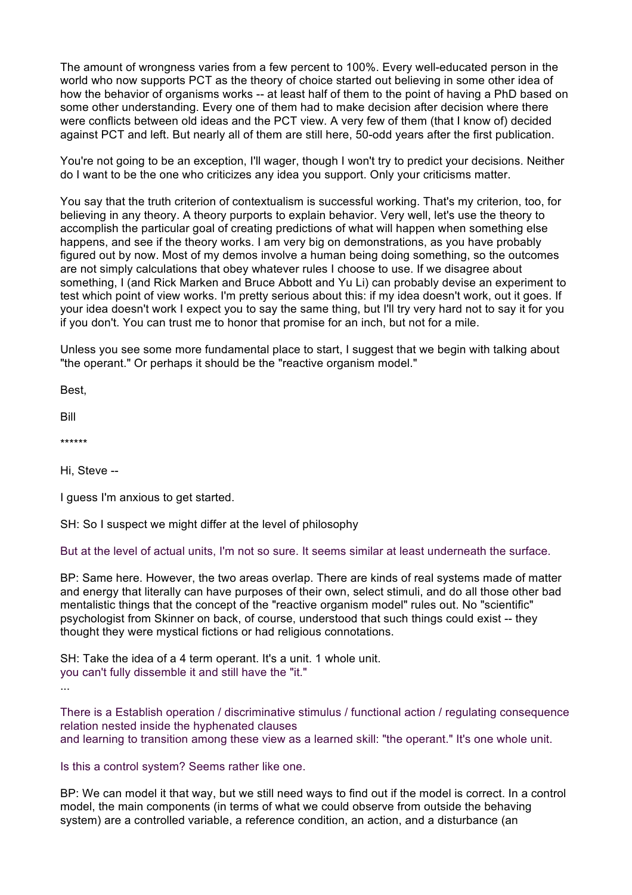The amount of wrongness varies from a few percent to 100%. Every well-educated person in the world who now supports PCT as the theory of choice started out believing in some other idea of how the behavior of organisms works -- at least half of them to the point of having a PhD based on some other understanding. Every one of them had to make decision after decision where there were conflicts between old ideas and the PCT view. A very few of them (that I know of) decided against PCT and left. But nearly all of them are still here, 50-odd years after the first publication.

You're not going to be an exception, I'll wager, though I won't try to predict your decisions. Neither do I want to be the one who criticizes any idea you support. Only your criticisms matter.

You say that the truth criterion of contextualism is successful working. That's my criterion, too, for believing in any theory. A theory purports to explain behavior. Very well, let's use the theory to accomplish the particular goal of creating predictions of what will happen when something else happens, and see if the theory works. I am very big on demonstrations, as you have probably figured out by now. Most of my demos involve a human being doing something, so the outcomes are not simply calculations that obey whatever rules I choose to use. If we disagree about something, I (and Rick Marken and Bruce Abbott and Yu Li) can probably devise an experiment to test which point of view works. I'm pretty serious about this: if my idea doesn't work, out it goes. If your idea doesn't work I expect you to say the same thing, but I'll try very hard not to say it for you if you don't. You can trust me to honor that promise for an inch, but not for a mile.

Unless you see some more fundamental place to start, I suggest that we begin with talking about "the operant." Or perhaps it should be the "reactive organism model."

Best,

Bill

******

Hi, Steve --

I guess I'm anxious to get started.

SH: So I suspect we might differ at the level of philosophy

But at the level of actual units, I'm not so sure. It seems similar at least underneath the surface.

BP: Same here. However, the two areas overlap. There are kinds of real systems made of matter and energy that literally can have purposes of their own, select stimuli, and do all those other bad mentalistic things that the concept of the "reactive organism model" rules out. No "scientific" psychologist from Skinner on back, of course, understood that such things could exist -- they thought they were mystical fictions or had religious connotations.

SH: Take the idea of a 4 term operant. It's a unit. 1 whole unit.
you can't fully dissemble it and still have the "it."
...

There is a Establish operation / discriminative stimulus / functional action / regulating consequence relation nested inside the hyphenated clauses
and learning to transition among these view as a learned skill: "the operant." It's one whole unit.

Is this a control system? Seems rather like one.

BP: We can model it that way, but we still need ways to find out if the model is correct. In a control model, the main components (in terms of what we could observe from outside the behaving system) are a controlled variable, a reference condition, an action, and a disturbance (an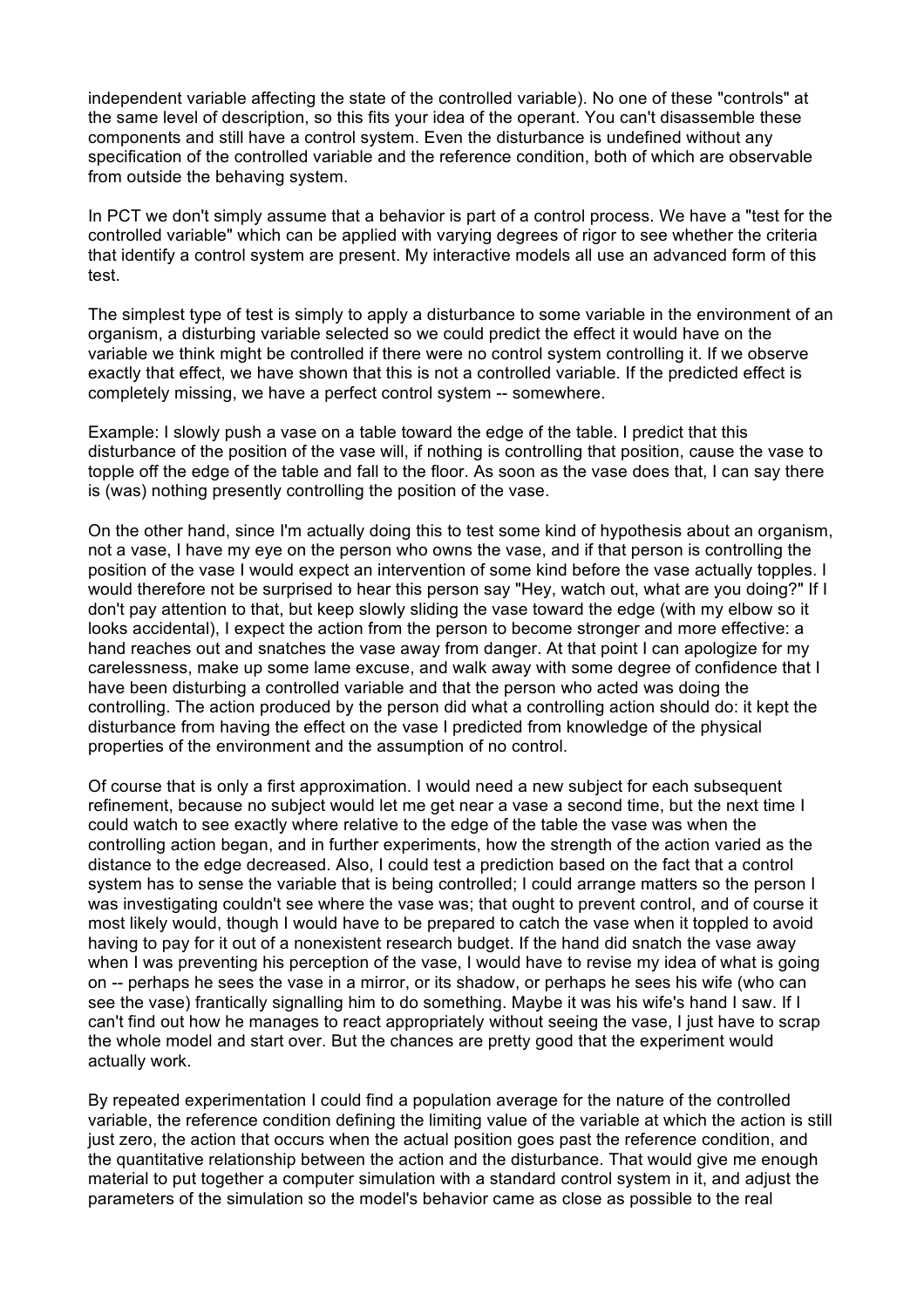independent variable affecting the state of the controlled variable). No one of these "controls" at the same level of description, so this fits your idea of the operant. You can't disassemble these components and still have a control system. Even the disturbance is undefined without any specification of the controlled variable and the reference condition, both of which are observable from outside the behaving system.

In PCT we don't simply assume that a behavior is part of a control process. We have a "test for the controlled variable" which can be applied with varying degrees of rigor to see whether the criteria that identify a control system are present. My interactive models all use an advanced form of this test.

The simplest type of test is simply to apply a disturbance to some variable in the environment of an organism, a disturbing variable selected so we could predict the effect it would have on the variable we think might be controlled if there were no control system controlling it. If we observe exactly that effect, we have shown that this is not a controlled variable. If the predicted effect is completely missing, we have a perfect control system -- somewhere.

Example: I slowly push a vase on a table toward the edge of the table. I predict that this disturbance of the position of the vase will, if nothing is controlling that position, cause the vase to topple off the edge of the table and fall to the floor. As soon as the vase does that, I can say there is (was) nothing presently controlling the position of the vase.

On the other hand, since I'm actually doing this to test some kind of hypothesis about an organism, not a vase, I have my eye on the person who owns the vase, and if that person is controlling the position of the vase I would expect an intervention of some kind before the vase actually topples. I would therefore not be surprised to hear this person say "Hey, watch out, what are you doing?" If I don't pay attention to that, but keep slowly sliding the vase toward the edge (with my elbow so it looks accidental), I expect the action from the person to become stronger and more effective: a hand reaches out and snatches the vase away from danger. At that point I can apologize for my carelessness, make up some lame excuse, and walk away with some degree of confidence that I have been disturbing a controlled variable and that the person who acted was doing the controlling. The action produced by the person did what a controlling action should do: it kept the disturbance from having the effect on the vase I predicted from knowledge of the physical properties of the environment and the assumption of no control.

Of course that is only a first approximation. I would need a new subject for each subsequent refinement, because no subject would let me get near a vase a second time, but the next time I could watch to see exactly where relative to the edge of the table the vase was when the controlling action began, and in further experiments, how the strength of the action varied as the distance to the edge decreased. Also, I could test a prediction based on the fact that a control system has to sense the variable that is being controlled; I could arrange matters so the person I was investigating couldn't see where the vase was; that ought to prevent control, and of course it most likely would, though I would have to be prepared to catch the vase when it toppled to avoid having to pay for it out of a nonexistent research budget. If the hand did snatch the vase away when I was preventing his perception of the vase, I would have to revise my idea of what is going on -- perhaps he sees the vase in a mirror, or its shadow, or perhaps he sees his wife (who can see the vase) frantically signalling him to do something. Maybe it was his wife's hand I saw. If I can't find out how he manages to react appropriately without seeing the vase, I just have to scrap the whole model and start over. But the chances are pretty good that the experiment would actually work.

By repeated experimentation I could find a population average for the nature of the controlled variable, the reference condition defining the limiting value of the variable at which the action is still just zero, the action that occurs when the actual position goes past the reference condition, and the quantitative relationship between the action and the disturbance. That would give me enough material to put together a computer simulation with a standard control system in it, and adjust the parameters of the simulation so the model's behavior came as close as possible to the real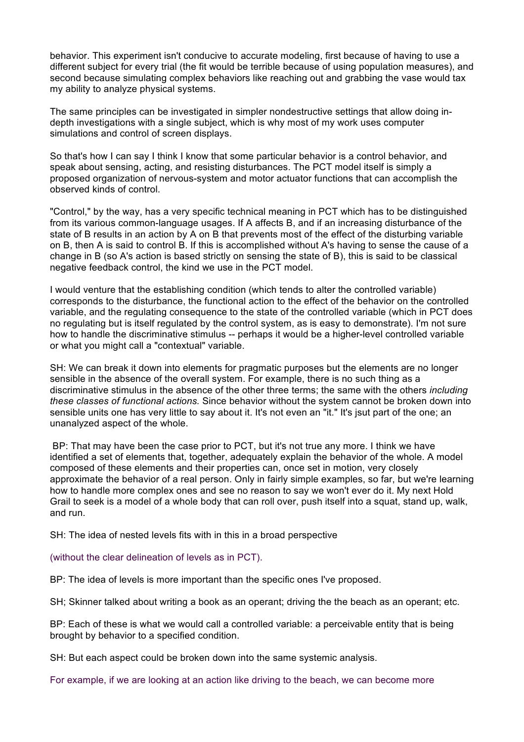behavior. This experiment isn't conducive to accurate modeling, first because of having to use a different subject for every trial (the fit would be terrible because of using population measures), and second because simulating complex behaviors like reaching out and grabbing the vase would tax my ability to analyze physical systems.

The same principles can be investigated in simpler nondestructive settings that allow doing in-depth investigations with a single subject, which is why most of my work uses computer simulations and control of screen displays.

So that's how I can say I think I know that some particular behavior is a control behavior, and speak about sensing, acting, and resisting disturbances. The PCT model itself is simply a proposed organization of nervous-system and motor actuator functions that can accomplish the observed kinds of control.

"Control," by the way, has a very specific technical meaning in PCT which has to be distinguished from its various common-language usages. If A affects B, and if an increasing disturbance of the state of B results in an action by A on B that prevents most of the effect of the disturbing variable on B, then A is said to control B. If this is accomplished without A's having to sense the cause of a change in B (so A's action is based strictly on sensing the state of B), this is said to be classical negative feedback control, the kind we use in the PCT model.

I would venture that the establishing condition (which tends to alter the controlled variable) corresponds to the disturbance, the functional action to the effect of the behavior on the controlled variable, and the regulating consequence to the state of the controlled variable (which in PCT does no regulating but is itself regulated by the control system, as is easy to demonstrate). I'm not sure how to handle the discriminative stimulus -- perhaps it would be a higher-level controlled variable or what you might call a "contextual" variable.

SH: We can break it down into elements for pragmatic purposes but the elements are no longer sensible in the absence of the overall system. For example, there is no such thing as a discriminative stimulus in the absence of the other three terms; the same with the others *including these classes of functional actions.* Since behavior without the system cannot be broken down into sensible units one has very little to say about it. It's not even an "it." It's jsut part of the one; an unanalyzed aspect of the whole.

BP: That may have been the case prior to PCT, but it's not true any more. I think we have identified a set of elements that, together, adequately explain the behavior of the whole. A model composed of these elements and their properties can, once set in motion, very closely approximate the behavior of a real person. Only in fairly simple examples, so far, but we're learning how to handle more complex ones and see no reason to say we won't ever do it. My next Hold Grail to seek is a model of a whole body that can roll over, push itself into a squat, stand up, walk, and run.

SH: The idea of nested levels fits with in this in a broad perspective

(without the clear delineation of levels as in PCT).

BP: The idea of levels is more important than the specific ones I've proposed.

SH; Skinner talked about writing a book as an operant; driving the the beach as an operant; etc.

BP: Each of these is what we would call a controlled variable: a perceivable entity that is being brought by behavior to a specified condition.

SH: But each aspect could be broken down into the same systemic analysis.

For example, if we are looking at an action like driving to the beach, we can become more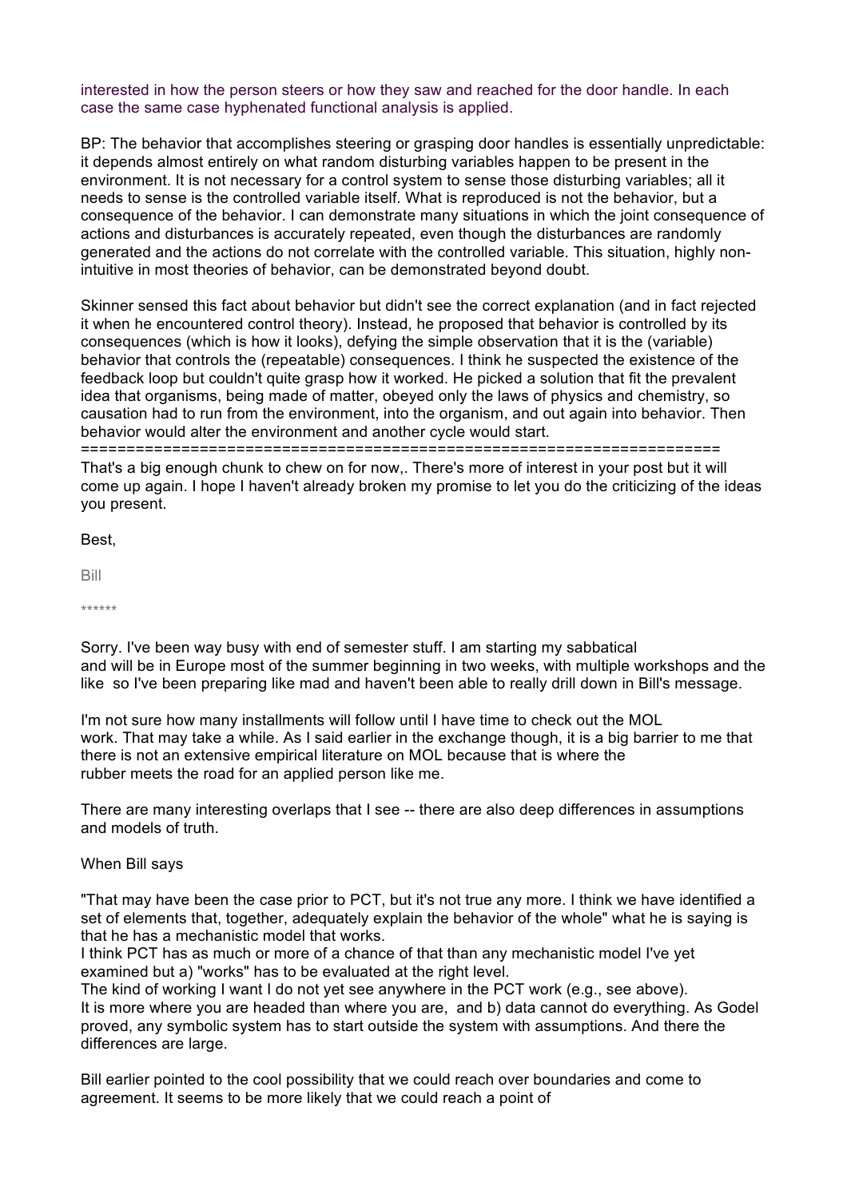interested in how the person steers or how they saw and reached for the door handle. In each case the same case hyphenated functional analysis is applied.

BP: The behavior that accomplishes steering or grasping door handles is essentially unpredictable: it depends almost entirely on what random disturbing variables happen to be present in the environment. It is not necessary for a control system to sense those disturbing variables; all it needs to sense is the controlled variable itself. What is reproduced is not the behavior, but a consequence of the behavior. I can demonstrate many situations in which the joint consequence of actions and disturbances is accurately repeated, even though the disturbances are randomly generated and the actions do not correlate with the controlled variable. This situation, highly non-intuitive in most theories of behavior, can be demonstrated beyond doubt.

Skinner sensed this fact about behavior but didn't see the correct explanation (and in fact rejected it when he encountered control theory). Instead, he proposed that behavior is controlled by its consequences (which is how it looks), defying the simple observation that it is the (variable) behavior that controls the (repeatable) consequences. I think he suspected the existence of the feedback loop but couldn't quite grasp how it worked. He picked a solution that fit the prevalent idea that organisms, being made of matter, obeyed only the laws of physics and chemistry, so causation had to run from the environment, into the organism, and out again into behavior. Then behavior would alter the environment and another cycle would start.
=======================================================================
That's a big enough chunk to chew on for now,. There's more of interest in your post but it will come up again. I hope I haven't already broken my promise to let you do the criticizing of the ideas you present.

Best,

Bill

******

Sorry. I've been way busy with end of semester stuff. I am starting my sabbatical and will be in Europe most of the summer beginning in two weeks, with multiple workshops and the like so I've been preparing like mad and haven't been able to really drill down in Bill's message.

I'm not sure how many installments will follow until I have time to check out the MOL work. That may take a while. As I said earlier in the exchange though, it is a big barrier to me that there is not an extensive empirical literature on MOL because that is where the rubber meets the road for an applied person like me.

There are many interesting overlaps that I see -- there are also deep differences in assumptions and models of truth.

When Bill says

"That may have been the case prior to PCT, but it's not true any more. I think we have identified a set of elements that, together, adequately explain the behavior of the whole" what he is saying is that he has a mechanistic model that works.
I think PCT has as much or more of a chance of that than any mechanistic model I've yet examined but a) "works" has to be evaluated at the right level.
The kind of working I want I do not yet see anywhere in the PCT work (e.g., see above).
It is more where you are headed than where you are, and b) data cannot do everything. As Godel proved, any symbolic system has to start outside the system with assumptions. And there the differences are large.

Bill earlier pointed to the cool possibility that we could reach over boundaries and come to agreement. It seems to be more likely that we could reach a point of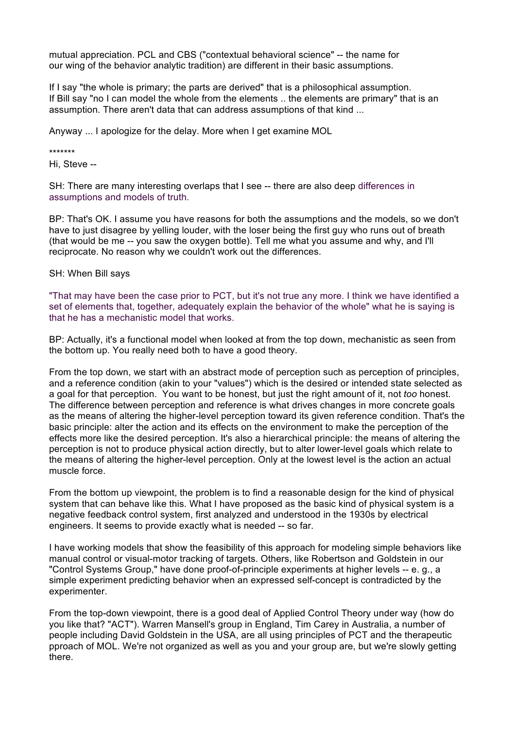mutual appreciation. PCL and CBS ("contextual behavioral science" -- the name for our wing of the behavior analytic tradition) are different in their basic assumptions.

If I say "the whole is primary; the parts are derived" that is a philosophical assumption. If Bill say "no I can model the whole from the elements .. the elements are primary" that is an assumption. There aren't data that can address assumptions of that kind ...

Anyway ... I apologize for the delay. More when I get examine MOL

*******

Hi, Steve --

SH: There are many interesting overlaps that I see -- there are also deep differences in assumptions and models of truth.

BP: That's OK. I assume you have reasons for both the assumptions and the models, so we don't have to just disagree by yelling louder, with the loser being the first guy who runs out of breath (that would be me -- you saw the oxygen bottle). Tell me what you assume and why, and I'll reciprocate. No reason why we couldn't work out the differences.

SH: When Bill says

"That may have been the case prior to PCT, but it's not true any more. I think we have identified a set of elements that, together, adequately explain the behavior of the whole" what he is saying is that he has a mechanistic model that works.

BP: Actually, it's a functional model when looked at from the top down, mechanistic as seen from the bottom up. You really need both to have a good theory.

From the top down, we start with an abstract mode of perception such as perception of principles, and a reference condition (akin to your "values") which is the desired or intended state selected as a goal for that perception. You want to be honest, but just the right amount of it, not *too* honest. The difference between perception and reference is what drives changes in more concrete goals as the means of altering the higher-level perception toward its given reference condition. That's the basic principle: alter the action and its effects on the environment to make the perception of the effects more like the desired perception. It's also a hierarchical principle: the means of altering the perception is not to produce physical action directly, but to alter lower-level goals which relate to the means of altering the higher-level perception. Only at the lowest level is the action an actual muscle force.

From the bottom up viewpoint, the problem is to find a reasonable design for the kind of physical system that can behave like this. What I have proposed as the basic kind of physical system is a negative feedback control system, first analyzed and understood in the 1930s by electrical engineers. It seems to provide exactly what is needed -- so far.

I have working models that show the feasibility of this approach for modeling simple behaviors like manual control or visual-motor tracking of targets. Others, like Robertson and Goldstein in our "Control Systems Group," have done proof-of-principle experiments at higher levels -- e. g., a simple experiment predicting behavior when an expressed self-concept is contradicted by the experimenter.

From the top-down viewpoint, there is a good deal of Applied Control Theory under way (how do you like that? "ACT"). Warren Mansell's group in England, Tim Carey in Australia, a number of people including David Goldstein in the USA, are all using principles of PCT and the therapeutic pproach of MOL. We're not organized as well as you and your group are, but we're slowly getting there.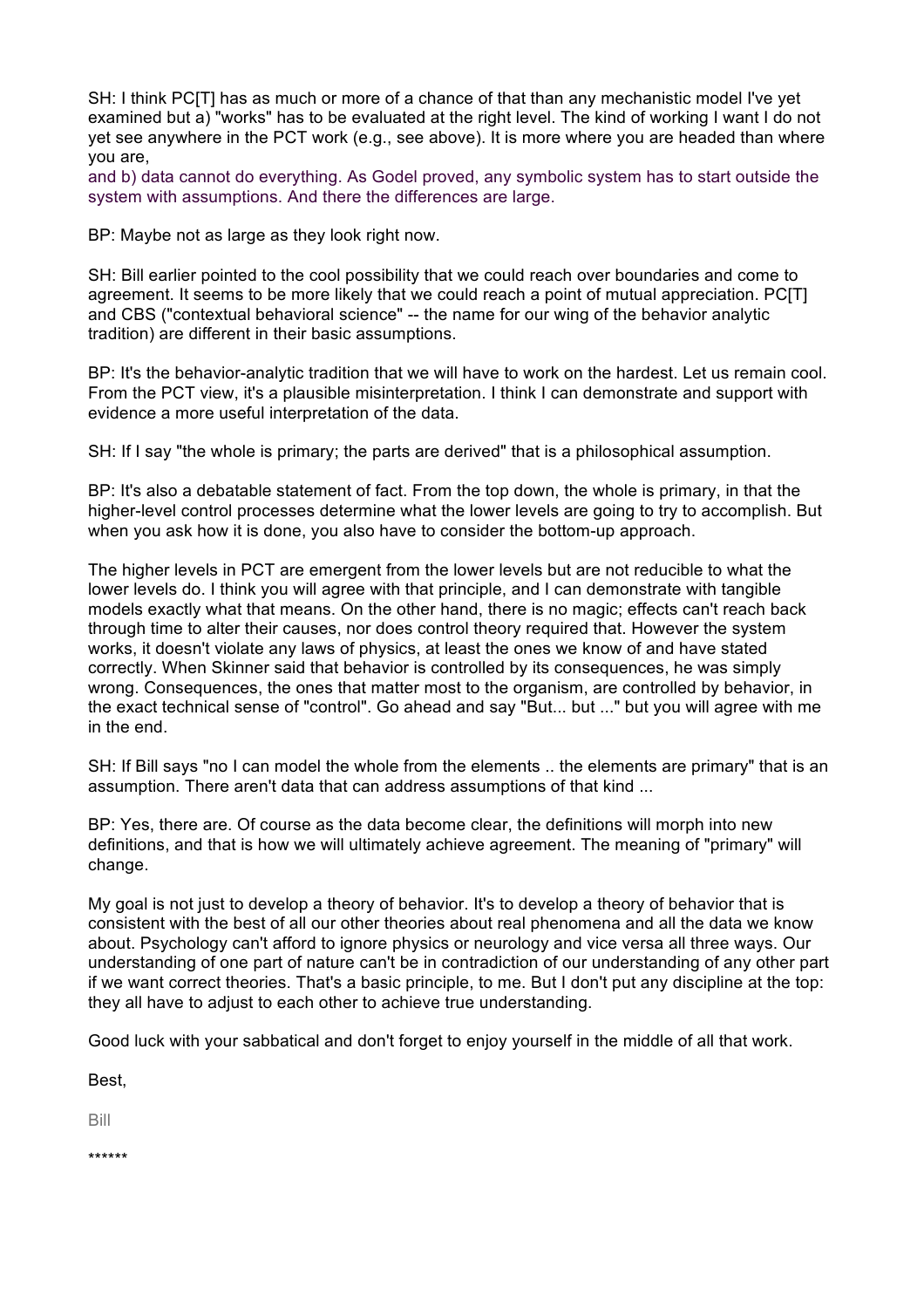SH: I think PC[T] has as much or more of a chance of that than any mechanistic model I've yet examined but a) "works" has to be evaluated at the right level. The kind of working I want I do not yet see anywhere in the PCT work (e.g., see above). It is more where you are headed than where you are,

and b) data cannot do everything. As Godel proved, any symbolic system has to start outside the system with assumptions. And there the differences are large.

BP: Maybe not as large as they look right now.

SH: Bill earlier pointed to the cool possibility that we could reach over boundaries and come to agreement. It seems to be more likely that we could reach a point of mutual appreciation. PC[T] and CBS ("contextual behavioral science" -- the name for our wing of the behavior analytic tradition) are different in their basic assumptions.

BP: It's the behavior-analytic tradition that we will have to work on the hardest. Let us remain cool. From the PCT view, it's a plausible misinterpretation. I think I can demonstrate and support with evidence a more useful interpretation of the data.

SH: If I say "the whole is primary; the parts are derived" that is a philosophical assumption.

BP: It's also a debatable statement of fact. From the top down, the whole is primary, in that the higher-level control processes determine what the lower levels are going to try to accomplish. But when you ask how it is done, you also have to consider the bottom-up approach.

The higher levels in PCT are emergent from the lower levels but are not reducible to what the lower levels do. I think you will agree with that principle, and I can demonstrate with tangible models exactly what that means. On the other hand, there is no magic; effects can't reach back through time to alter their causes, nor does control theory required that. However the system works, it doesn't violate any laws of physics, at least the ones we know of and have stated correctly. When Skinner said that behavior is controlled by its consequences, he was simply wrong. Consequences, the ones that matter most to the organism, are controlled by behavior, in the exact technical sense of "control". Go ahead and say "But... but ..." but you will agree with me in the end.

SH: If Bill says "no I can model the whole from the elements .. the elements are primary" that is an assumption. There aren't data that can address assumptions of that kind ...

BP: Yes, there are. Of course as the data become clear, the definitions will morph into new definitions, and that is how we will ultimately achieve agreement. The meaning of "primary" will change.

My goal is not just to develop a theory of behavior. It's to develop a theory of behavior that is consistent with the best of all our other theories about real phenomena and all the data we know about. Psychology can't afford to ignore physics or neurology and vice versa all three ways. Our understanding of one part of nature can't be in contradiction of our understanding of any other part if we want correct theories. That's a basic principle, to me. But I don't put any discipline at the top: they all have to adjust to each other to achieve true understanding.

Good luck with your sabbatical and don't forget to enjoy yourself in the middle of all that work.

Best,

Bill

******